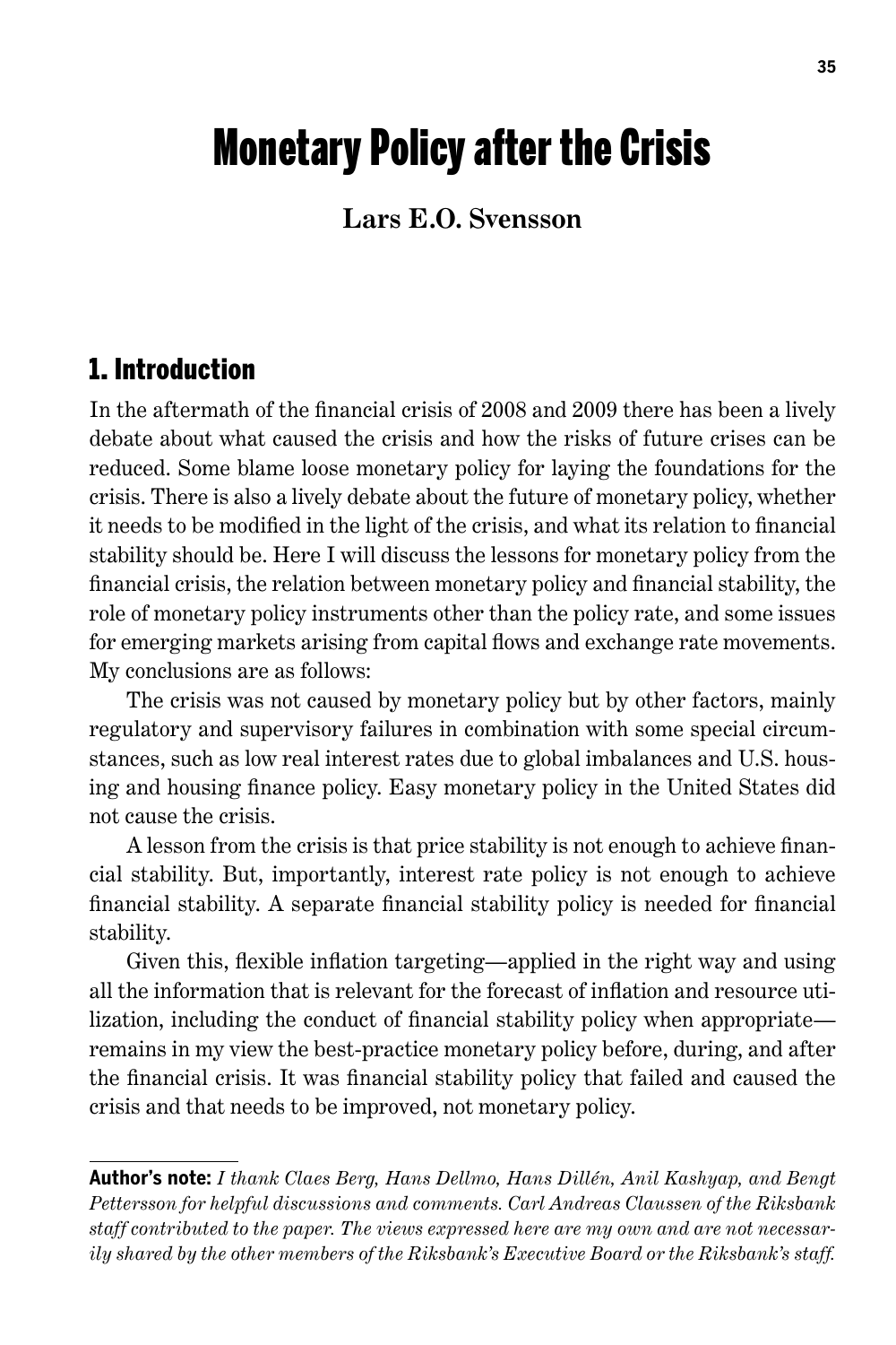# Monetary Policy after the Crisis

**Lars E.O. Svensson**

## 1. Introduction

In the aftermath of the financial crisis of 2008 and 2009 there has been a lively debate about what caused the crisis and how the risks of future crises can be reduced. Some blame loose monetary policy for laying the foundations for the crisis. There is also a lively debate about the future of monetary policy, whether it needs to be modified in the light of the crisis, and what its relation to financial stability should be. Here I will discuss the lessons for monetary policy from the financial crisis, the relation between monetary policy and financial stability, the role of monetary policy instruments other than the policy rate, and some issues for emerging markets arising from capital flows and exchange rate movements. My conclusions are as follows:

The crisis was not caused by monetary policy but by other factors, mainly regulatory and supervisory failures in combination with some special circumstances, such as low real interest rates due to global imbalances and U.S. housing and housing finance policy. Easy monetary policy in the United States did not cause the crisis.

A lesson from the crisis is that price stability is not enough to achieve financial stability. But, importantly, interest rate policy is not enough to achieve financial stability. A separate financial stability policy is needed for financial stability.

Given this, flexible inflation targeting—applied in the right way and using all the information that is relevant for the forecast of inflation and resource utilization, including the conduct of financial stability policy when appropriate—remains in my view the best-practice monetary policy before, during, and after the financial crisis. It was financial stability policy that failed and caused the crisis and that needs to be improved, not monetary policy.

---

**Author's note:** *I thank Claes Berg, Hans Dellmo, Hans Dillén, Anil Kashyap, and Bengt Pettersson for helpful discussions and comments. Carl Andreas Claussen of the Riksbank staff contributed to the paper. The views expressed here are my own and are not necessarily shared by the other members of the Riksbank's Executive Board or the Riksbank's staff.*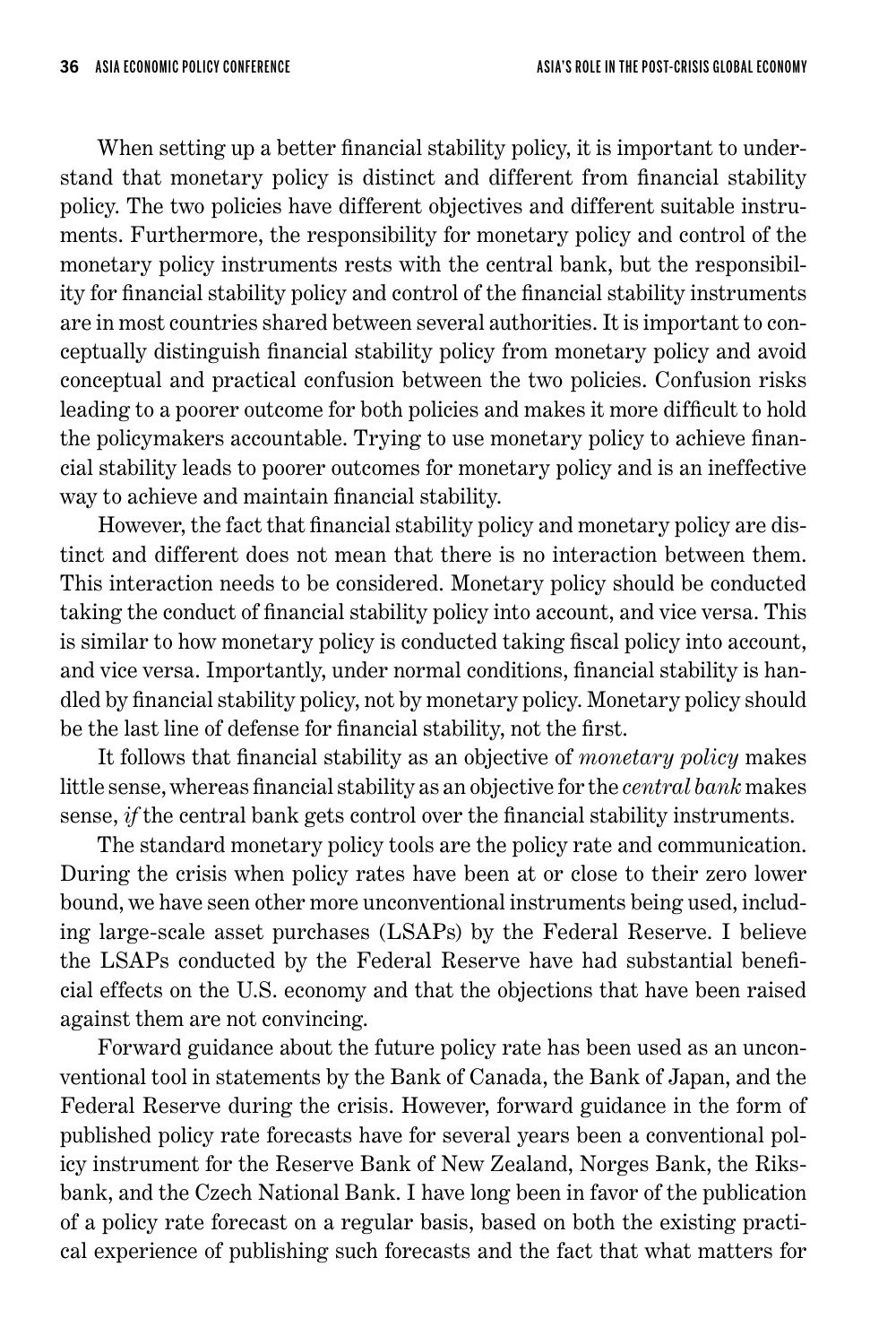When setting up a better financial stability policy, it is important to understand that monetary policy is distinct and different from financial stability policy. The two policies have different objectives and different suitable instruments. Furthermore, the responsibility for monetary policy and control of the monetary policy instruments rests with the central bank, but the responsibility for financial stability policy and control of the financial stability instruments are in most countries shared between several authorities. It is important to conceptually distinguish financial stability policy from monetary policy and avoid conceptual and practical confusion between the two policies. Confusion risks leading to a poorer outcome for both policies and makes it more difficult to hold the policymakers accountable. Trying to use monetary policy to achieve financial stability leads to poorer outcomes for monetary policy and is an ineffective way to achieve and maintain financial stability.

However, the fact that financial stability policy and monetary policy are distinct and different does not mean that there is no interaction between them. This interaction needs to be considered. Monetary policy should be conducted taking the conduct of financial stability policy into account, and vice versa. This is similar to how monetary policy is conducted taking fiscal policy into account, and vice versa. Importantly, under normal conditions, financial stability is handled by financial stability policy, not by monetary policy. Monetary policy should be the last line of defense for financial stability, not the first.

It follows that financial stability as an objective of *monetary policy* makes little sense, whereas financial stability as an objective for the *central bank* makes sense, *if* the central bank gets control over the financial stability instruments.

The standard monetary policy tools are the policy rate and communication. During the crisis when policy rates have been at or close to their zero lower bound, we have seen other more unconventional instruments being used, including large-scale asset purchases (LSAPs) by the Federal Reserve. I believe the LSAPs conducted by the Federal Reserve have had substantial beneficial effects on the U.S. economy and that the objections that have been raised against them are not convincing.

Forward guidance about the future policy rate has been used as an unconventional tool in statements by the Bank of Canada, the Bank of Japan, and the Federal Reserve during the crisis. However, forward guidance in the form of published policy rate forecasts have for several years been a conventional policy instrument for the Reserve Bank of New Zealand, Norges Bank, the Riksbank, and the Czech National Bank. I have long been in favor of the publication of a policy rate forecast on a regular basis, based on both the existing practical experience of publishing such forecasts and the fact that what matters for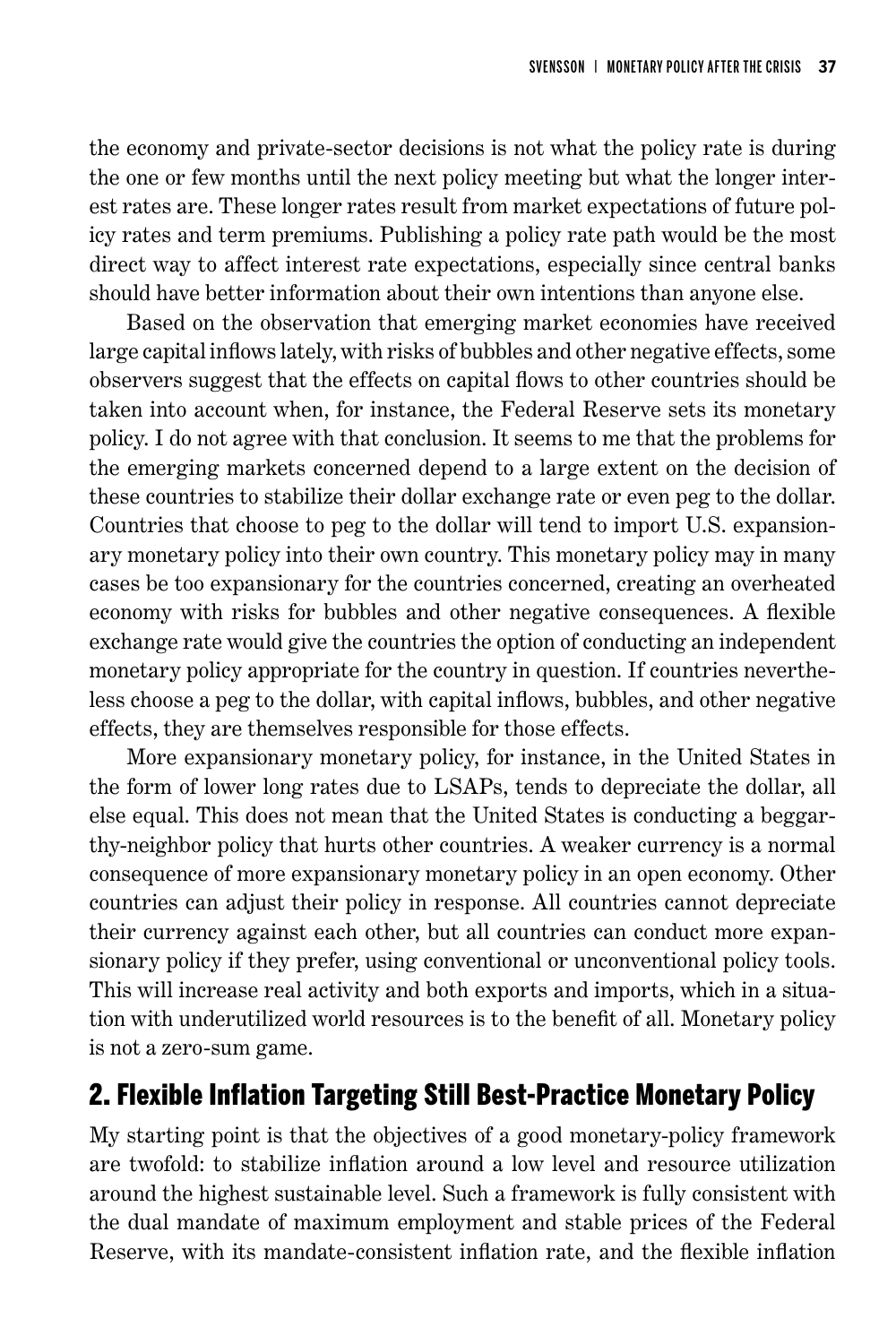the economy and private-sector decisions is not what the policy rate is during the one or few months until the next policy meeting but what the longer interest rates are. These longer rates result from market expectations of future policy rates and term premiums. Publishing a policy rate path would be the most direct way to affect interest rate expectations, especially since central banks should have better information about their own intentions than anyone else.

Based on the observation that emerging market economies have received large capital inflows lately, with risks of bubbles and other negative effects, some observers suggest that the effects on capital flows to other countries should be taken into account when, for instance, the Federal Reserve sets its monetary policy. I do not agree with that conclusion. It seems to me that the problems for the emerging markets concerned depend to a large extent on the decision of these countries to stabilize their dollar exchange rate or even peg to the dollar. Countries that choose to peg to the dollar will tend to import U.S. expansionary monetary policy into their own country. This monetary policy may in many cases be too expansionary for the countries concerned, creating an overheated economy with risks for bubbles and other negative consequences. A flexible exchange rate would give the countries the option of conducting an independent monetary policy appropriate for the country in question. If countries nevertheless choose a peg to the dollar, with capital inflows, bubbles, and other negative effects, they are themselves responsible for those effects.

More expansionary monetary policy, for instance, in the United States in the form of lower long rates due to LSAPs, tends to depreciate the dollar, all else equal. This does not mean that the United States is conducting a beggar-thy-neighbor policy that hurts other countries. A weaker currency is a normal consequence of more expansionary monetary policy in an open economy. Other countries can adjust their policy in response. All countries cannot depreciate their currency against each other, but all countries can conduct more expansionary policy if they prefer, using conventional or unconventional policy tools. This will increase real activity and both exports and imports, which in a situation with underutilized world resources is to the benefit of all. Monetary policy is not a zero-sum game.

## 2. Flexible Inflation Targeting Still Best-Practice Monetary Policy

My starting point is that the objectives of a good monetary-policy framework are twofold: to stabilize inflation around a low level and resource utilization around the highest sustainable level. Such a framework is fully consistent with the dual mandate of maximum employment and stable prices of the Federal Reserve, with its mandate-consistent inflation rate, and the flexible inflation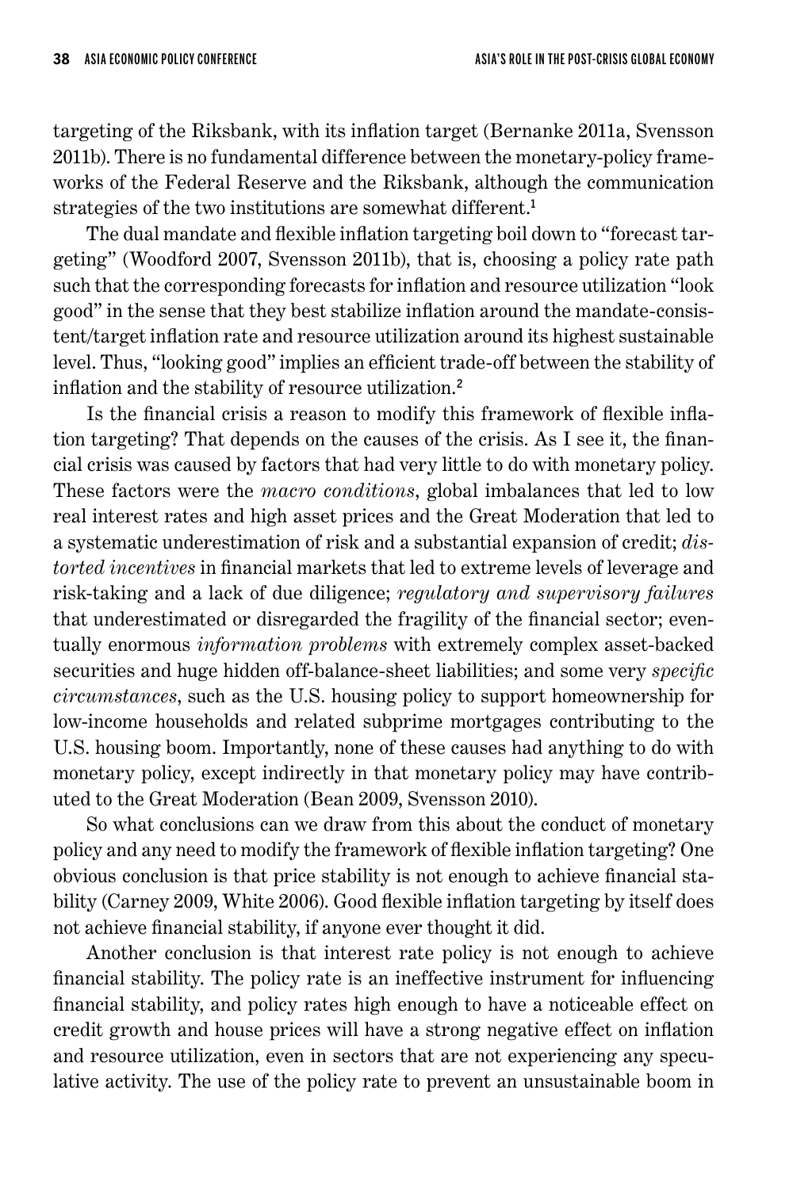targeting of the Riksbank, with its inflation target (Bernanke 2011a, Svensson 2011b). There is no fundamental difference between the monetary-policy frameworks of the Federal Reserve and the Riksbank, although the communication strategies of the two institutions are somewhat different.[1]

The dual mandate and flexible inflation targeting boil down to "forecast targeting" (Woodford 2007, Svensson 2011b), that is, choosing a policy rate path such that the corresponding forecasts for inflation and resource utilization "look good" in the sense that they best stabilize inflation around the mandate-consistent/target inflation rate and resource utilization around its highest sustainable level. Thus, "looking good" implies an efficient trade-off between the stability of inflation and the stability of resource utilization.[2]

Is the financial crisis a reason to modify this framework of flexible inflation targeting? That depends on the causes of the crisis. As I see it, the financial crisis was caused by factors that had very little to do with monetary policy. These factors were the *macro conditions*, global imbalances that led to low real interest rates and high asset prices and the Great Moderation that led to a systematic underestimation of risk and a substantial expansion of credit; *distorted incentives* in financial markets that led to extreme levels of leverage and risk-taking and a lack of due diligence; *regulatory and supervisory failures* that underestimated or disregarded the fragility of the financial sector; eventually enormous *information problems* with extremely complex asset-backed securities and huge hidden off-balance-sheet liabilities; and some very *specific circumstances*, such as the U.S. housing policy to support homeownership for low-income households and related subprime mortgages contributing to the U.S. housing boom. Importantly, none of these causes had anything to do with monetary policy, except indirectly in that monetary policy may have contributed to the Great Moderation (Bean 2009, Svensson 2010).

So what conclusions can we draw from this about the conduct of monetary policy and any need to modify the framework of flexible inflation targeting? One obvious conclusion is that price stability is not enough to achieve financial stability (Carney 2009, White 2006). Good flexible inflation targeting by itself does not achieve financial stability, if anyone ever thought it did.

Another conclusion is that interest rate policy is not enough to achieve financial stability. The policy rate is an ineffective instrument for influencing financial stability, and policy rates high enough to have a noticeable effect on credit growth and house prices will have a strong negative effect on inflation and resource utilization, even in sectors that are not experiencing any speculative activity. The use of the policy rate to prevent an unsustainable boom in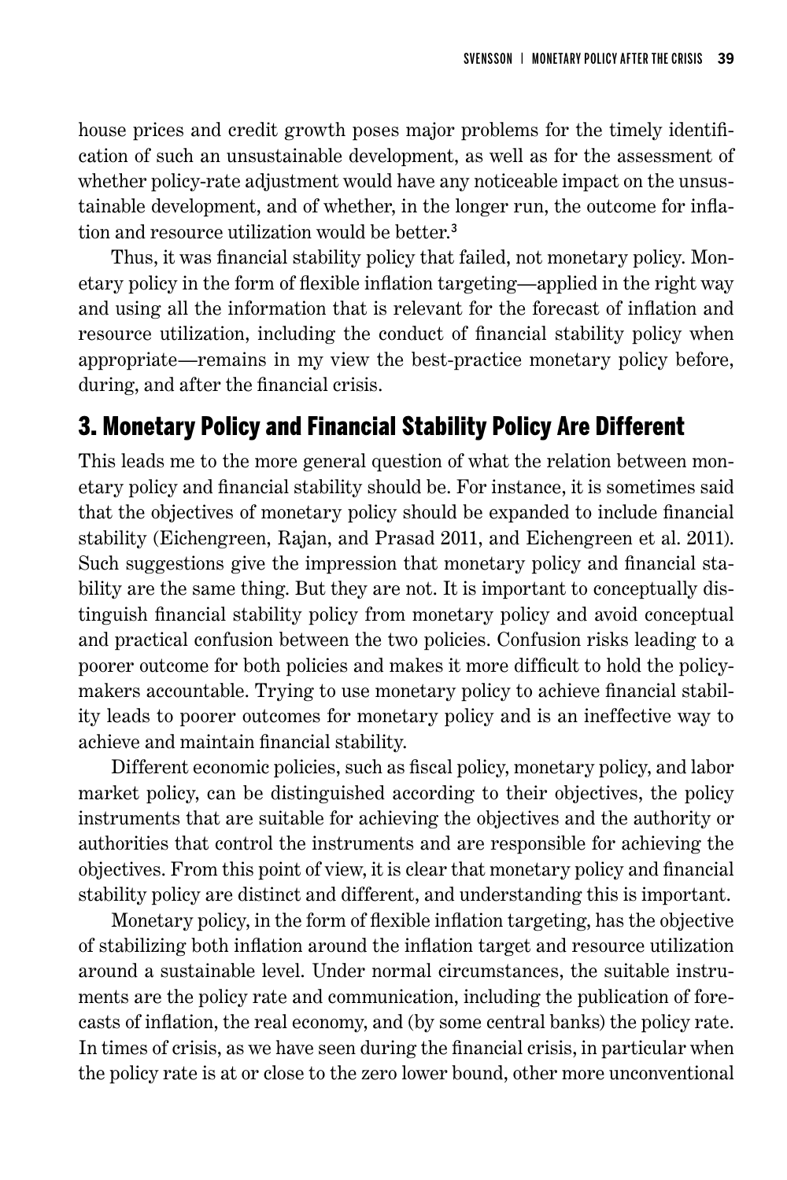house prices and credit growth poses major problems for the timely identification of such an unsustainable development, as well as for the assessment of whether policy-rate adjustment would have any noticeable impact on the unsustainable development, and of whether, in the longer run, the outcome for inflation and resource utilization would be better.[3]

Thus, it was financial stability policy that failed, not monetary policy. Monetary policy in the form of flexible inflation targeting—applied in the right way and using all the information that is relevant for the forecast of inflation and resource utilization, including the conduct of financial stability policy when appropriate—remains in my view the best-practice monetary policy before, during, and after the financial crisis.

## 3. Monetary Policy and Financial Stability Policy Are Different

This leads me to the more general question of what the relation between monetary policy and financial stability should be. For instance, it is sometimes said that the objectives of monetary policy should be expanded to include financial stability (Eichengreen, Rajan, and Prasad 2011, and Eichengreen et al. 2011). Such suggestions give the impression that monetary policy and financial stability are the same thing. But they are not. It is important to conceptually distinguish financial stability policy from monetary policy and avoid conceptual and practical confusion between the two policies. Confusion risks leading to a poorer outcome for both policies and makes it more difficult to hold the policymakers accountable. Trying to use monetary policy to achieve financial stability leads to poorer outcomes for monetary policy and is an ineffective way to achieve and maintain financial stability.

Different economic policies, such as fiscal policy, monetary policy, and labor market policy, can be distinguished according to their objectives, the policy instruments that are suitable for achieving the objectives and the authority or authorities that control the instruments and are responsible for achieving the objectives. From this point of view, it is clear that monetary policy and financial stability policy are distinct and different, and understanding this is important.

Monetary policy, in the form of flexible inflation targeting, has the objective of stabilizing both inflation around the inflation target and resource utilization around a sustainable level. Under normal circumstances, the suitable instruments are the policy rate and communication, including the publication of forecasts of inflation, the real economy, and (by some central banks) the policy rate. In times of crisis, as we have seen during the financial crisis, in particular when the policy rate is at or close to the zero lower bound, other more unconventional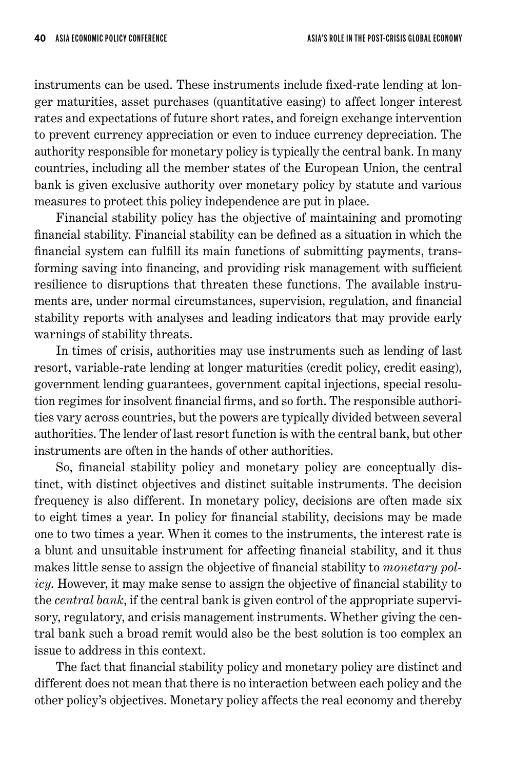instruments can be used. These instruments include fixed-rate lending at longer maturities, asset purchases (quantitative easing) to affect longer interest rates and expectations of future short rates, and foreign exchange intervention to prevent currency appreciation or even to induce currency depreciation. The authority responsible for monetary policy is typically the central bank. In many countries, including all the member states of the European Union, the central bank is given exclusive authority over monetary policy by statute and various measures to protect this policy independence are put in place.

Financial stability policy has the objective of maintaining and promoting financial stability. Financial stability can be defined as a situation in which the financial system can fulfill its main functions of submitting payments, transforming saving into financing, and providing risk management with sufficient resilience to disruptions that threaten these functions. The available instruments are, under normal circumstances, supervision, regulation, and financial stability reports with analyses and leading indicators that may provide early warnings of stability threats.

In times of crisis, authorities may use instruments such as lending of last resort, variable-rate lending at longer maturities (credit policy, credit easing), government lending guarantees, government capital injections, special resolution regimes for insolvent financial firms, and so forth. The responsible authorities vary across countries, but the powers are typically divided between several authorities. The lender of last resort function is with the central bank, but other instruments are often in the hands of other authorities.

So, financial stability policy and monetary policy are conceptually distinct, with distinct objectives and distinct suitable instruments. The decision frequency is also different. In monetary policy, decisions are often made six to eight times a year. In policy for financial stability, decisions may be made one to two times a year. When it comes to the instruments, the interest rate is a blunt and unsuitable instrument for affecting financial stability, and it thus makes little sense to assign the objective of financial stability to *monetary policy*. However, it may make sense to assign the objective of financial stability to the *central bank*, if the central bank is given control of the appropriate supervisory, regulatory, and crisis management instruments. Whether giving the central bank such a broad remit would also be the best solution is too complex an issue to address in this context.

The fact that financial stability policy and monetary policy are distinct and different does not mean that there is no interaction between each policy and the other policy's objectives. Monetary policy affects the real economy and thereby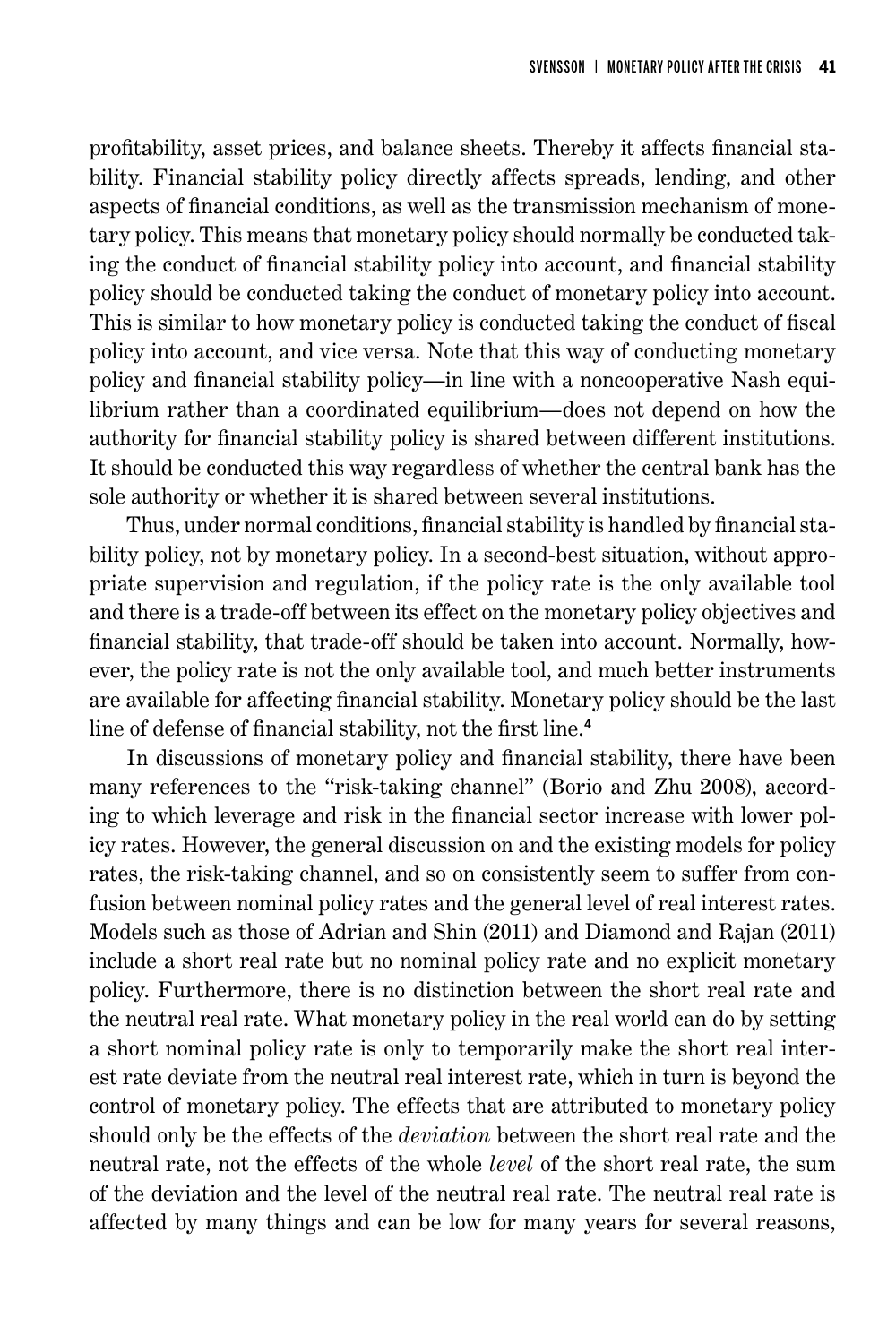profitability, asset prices, and balance sheets. Thereby it affects financial stability. Financial stability policy directly affects spreads, lending, and other aspects of financial conditions, as well as the transmission mechanism of monetary policy. This means that monetary policy should normally be conducted taking the conduct of financial stability policy into account, and financial stability policy should be conducted taking the conduct of monetary policy into account. This is similar to how monetary policy is conducted taking the conduct of fiscal policy into account, and vice versa. Note that this way of conducting monetary policy and financial stability policy—in line with a noncooperative Nash equilibrium rather than a coordinated equilibrium—does not depend on how the authority for financial stability policy is shared between different institutions. It should be conducted this way regardless of whether the central bank has the sole authority or whether it is shared between several institutions.

Thus, under normal conditions, financial stability is handled by financial stability policy, not by monetary policy. In a second-best situation, without appropriate supervision and regulation, if the policy rate is the only available tool and there is a trade-off between its effect on the monetary policy objectives and financial stability, that trade-off should be taken into account. Normally, however, the policy rate is not the only available tool, and much better instruments are available for affecting financial stability. Monetary policy should be the last line of defense of financial stability, not the first line.[4]

In discussions of monetary policy and financial stability, there have been many references to the "risk-taking channel" (Borio and Zhu 2008), according to which leverage and risk in the financial sector increase with lower policy rates. However, the general discussion on and the existing models for policy rates, the risk-taking channel, and so on consistently seem to suffer from confusion between nominal policy rates and the general level of real interest rates. Models such as those of Adrian and Shin (2011) and Diamond and Rajan (2011) include a short real rate but no nominal policy rate and no explicit monetary policy. Furthermore, there is no distinction between the short real rate and the neutral real rate. What monetary policy in the real world can do by setting a short nominal policy rate is only to temporarily make the short real interest rate deviate from the neutral real interest rate, which in turn is beyond the control of monetary policy. The effects that are attributed to monetary policy should only be the effects of the *deviation* between the short real rate and the neutral rate, not the effects of the whole *level* of the short real rate, the sum of the deviation and the level of the neutral real rate. The neutral real rate is affected by many things and can be low for many years for several reasons,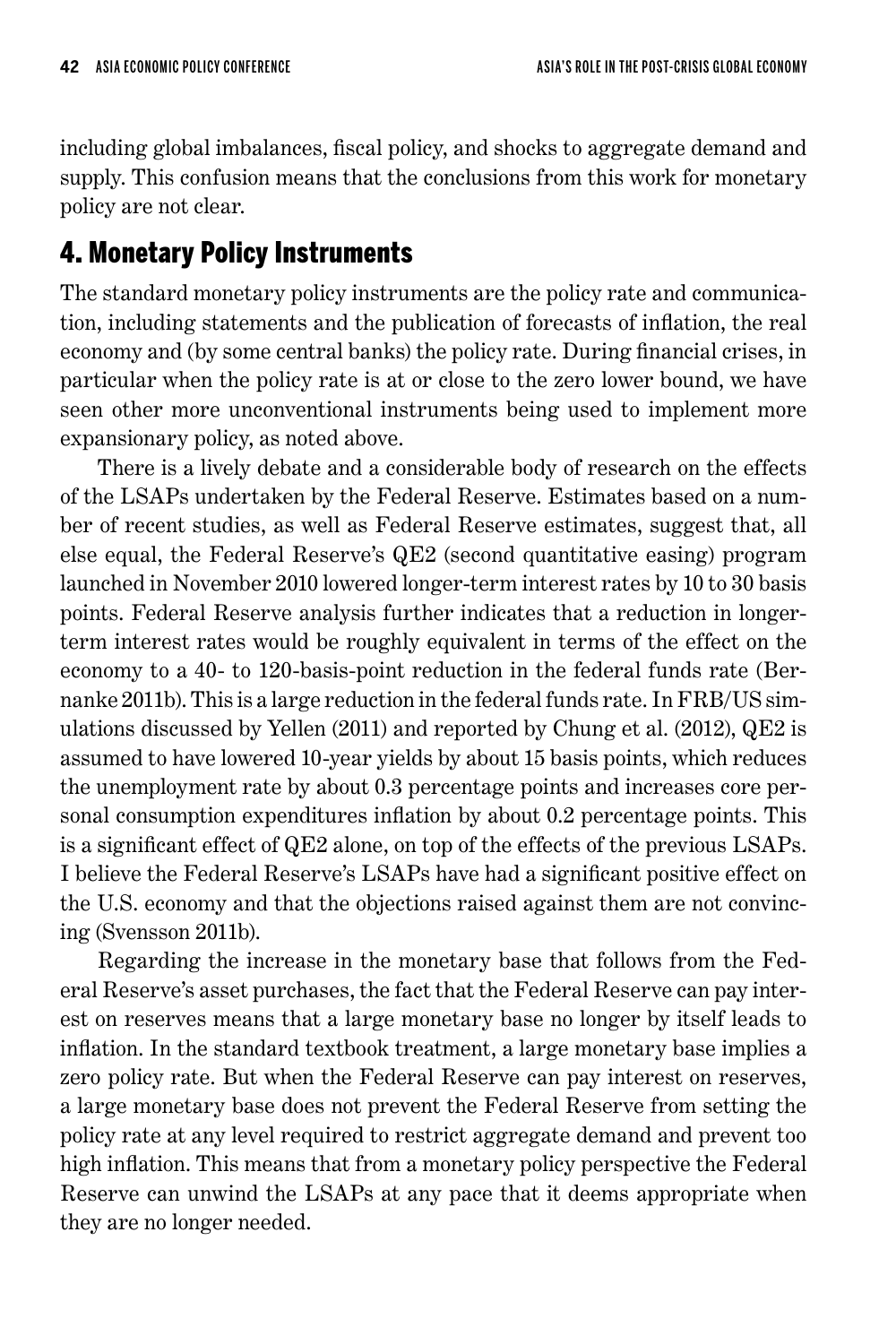including global imbalances, fiscal policy, and shocks to aggregate demand and supply. This confusion means that the conclusions from this work for monetary policy are not clear.

## 4. Monetary Policy Instruments

The standard monetary policy instruments are the policy rate and communication, including statements and the publication of forecasts of inflation, the real economy and (by some central banks) the policy rate. During financial crises, in particular when the policy rate is at or close to the zero lower bound, we have seen other more unconventional instruments being used to implement more expansionary policy, as noted above.

There is a lively debate and a considerable body of research on the effects of the LSAPs undertaken by the Federal Reserve. Estimates based on a number of recent studies, as well as Federal Reserve estimates, suggest that, all else equal, the Federal Reserve's QE2 (second quantitative easing) program launched in November 2010 lowered longer-term interest rates by 10 to 30 basis points. Federal Reserve analysis further indicates that a reduction in longer-term interest rates would be roughly equivalent in terms of the effect on the economy to a 40- to 120-basis-point reduction in the federal funds rate (Bernanke 2011b). This is a large reduction in the federal funds rate. In FRB/US simulations discussed by Yellen (2011) and reported by Chung et al. (2012), QE2 is assumed to have lowered 10-year yields by about 15 basis points, which reduces the unemployment rate by about 0.3 percentage points and increases core personal consumption expenditures inflation by about 0.2 percentage points. This is a significant effect of QE2 alone, on top of the effects of the previous LSAPs. I believe the Federal Reserve's LSAPs have had a significant positive effect on the U.S. economy and that the objections raised against them are not convincing (Svensson 2011b).

Regarding the increase in the monetary base that follows from the Federal Reserve's asset purchases, the fact that the Federal Reserve can pay interest on reserves means that a large monetary base no longer by itself leads to inflation. In the standard textbook treatment, a large monetary base implies a zero policy rate. But when the Federal Reserve can pay interest on reserves, a large monetary base does not prevent the Federal Reserve from setting the policy rate at any level required to restrict aggregate demand and prevent too high inflation. This means that from a monetary policy perspective the Federal Reserve can unwind the LSAPs at any pace that it deems appropriate when they are no longer needed.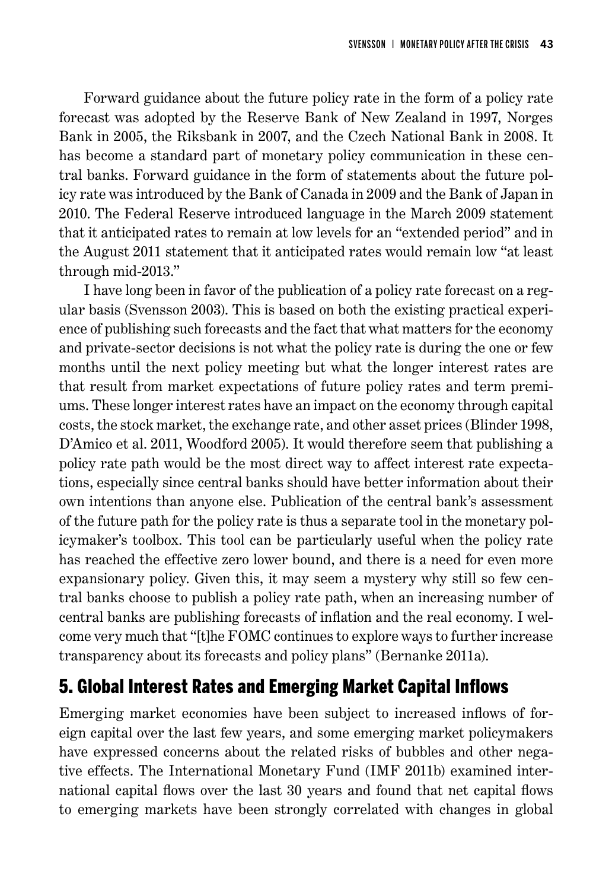Forward guidance about the future policy rate in the form of a policy rate forecast was adopted by the Reserve Bank of New Zealand in 1997, Norges Bank in 2005, the Riksbank in 2007, and the Czech National Bank in 2008. It has become a standard part of monetary policy communication in these central banks. Forward guidance in the form of statements about the future policy rate was introduced by the Bank of Canada in 2009 and the Bank of Japan in 2010. The Federal Reserve introduced language in the March 2009 statement that it anticipated rates to remain at low levels for an "extended period" and in the August 2011 statement that it anticipated rates would remain low "at least through mid-2013."

I have long been in favor of the publication of a policy rate forecast on a regular basis (Svensson 2003). This is based on both the existing practical experience of publishing such forecasts and the fact that what matters for the economy and private-sector decisions is not what the policy rate is during the one or few months until the next policy meeting but what the longer interest rates are that result from market expectations of future policy rates and term premiums. These longer interest rates have an impact on the economy through capital costs, the stock market, the exchange rate, and other asset prices (Blinder 1998, D'Amico et al. 2011, Woodford 2005). It would therefore seem that publishing a policy rate path would be the most direct way to affect interest rate expectations, especially since central banks should have better information about their own intentions than anyone else. Publication of the central bank's assessment of the future path for the policy rate is thus a separate tool in the monetary policymaker's toolbox. This tool can be particularly useful when the policy rate has reached the effective zero lower bound, and there is a need for even more expansionary policy. Given this, it may seem a mystery why still so few central banks choose to publish a policy rate path, when an increasing number of central banks are publishing forecasts of inflation and the real economy. I welcome very much that "[t]he FOMC continues to explore ways to further increase transparency about its forecasts and policy plans" (Bernanke 2011a).

## 5. Global Interest Rates and Emerging Market Capital Inflows

Emerging market economies have been subject to increased inflows of foreign capital over the last few years, and some emerging market policymakers have expressed concerns about the related risks of bubbles and other negative effects. The International Monetary Fund (IMF 2011b) examined international capital flows over the last 30 years and found that net capital flows to emerging markets have been strongly correlated with changes in global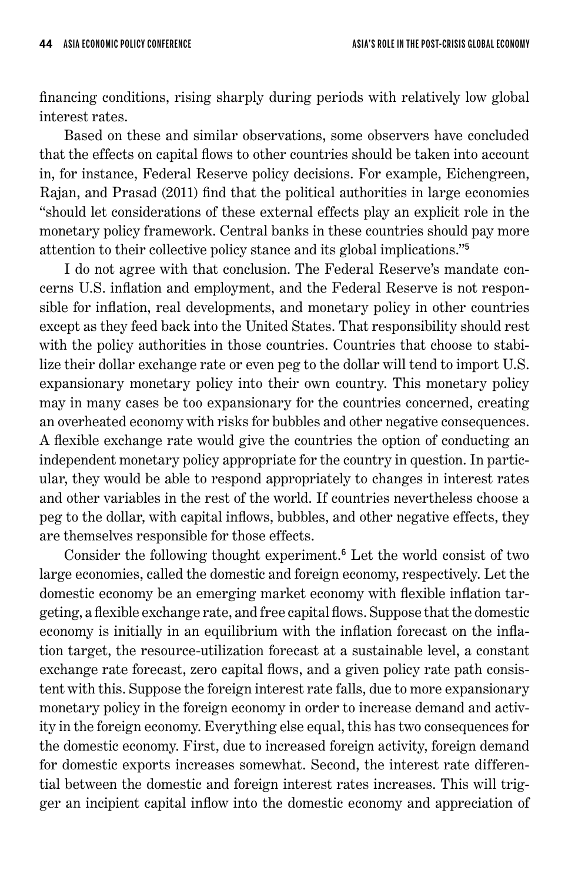financing conditions, rising sharply during periods with relatively low global interest rates.

Based on these and similar observations, some observers have concluded that the effects on capital flows to other countries should be taken into account in, for instance, Federal Reserve policy decisions. For example, Eichengreen, Rajan, and Prasad (2011) find that the political authorities in large economies "should let considerations of these external effects play an explicit role in the monetary policy framework. Central banks in these countries should pay more attention to their collective policy stance and its global implications."[5]

I do not agree with that conclusion. The Federal Reserve's mandate concerns U.S. inflation and employment, and the Federal Reserve is not responsible for inflation, real developments, and monetary policy in other countries except as they feed back into the United States. That responsibility should rest with the policy authorities in those countries. Countries that choose to stabilize their dollar exchange rate or even peg to the dollar will tend to import U.S. expansionary monetary policy into their own country. This monetary policy may in many cases be too expansionary for the countries concerned, creating an overheated economy with risks for bubbles and other negative consequences. A flexible exchange rate would give the countries the option of conducting an independent monetary policy appropriate for the country in question. In particular, they would be able to respond appropriately to changes in interest rates and other variables in the rest of the world. If countries nevertheless choose a peg to the dollar, with capital inflows, bubbles, and other negative effects, they are themselves responsible for those effects.

Consider the following thought experiment.[6] Let the world consist of two large economies, called the domestic and foreign economy, respectively. Let the domestic economy be an emerging market economy with flexible inflation targeting, a flexible exchange rate, and free capital flows. Suppose that the domestic economy is initially in an equilibrium with the inflation forecast on the inflation target, the resource-utilization forecast at a sustainable level, a constant exchange rate forecast, zero capital flows, and a given policy rate path consistent with this. Suppose the foreign interest rate falls, due to more expansionary monetary policy in the foreign economy in order to increase demand and activity in the foreign economy. Everything else equal, this has two consequences for the domestic economy. First, due to increased foreign activity, foreign demand for domestic exports increases somewhat. Second, the interest rate differential between the domestic and foreign interest rates increases. This will trigger an incipient capital inflow into the domestic economy and appreciation of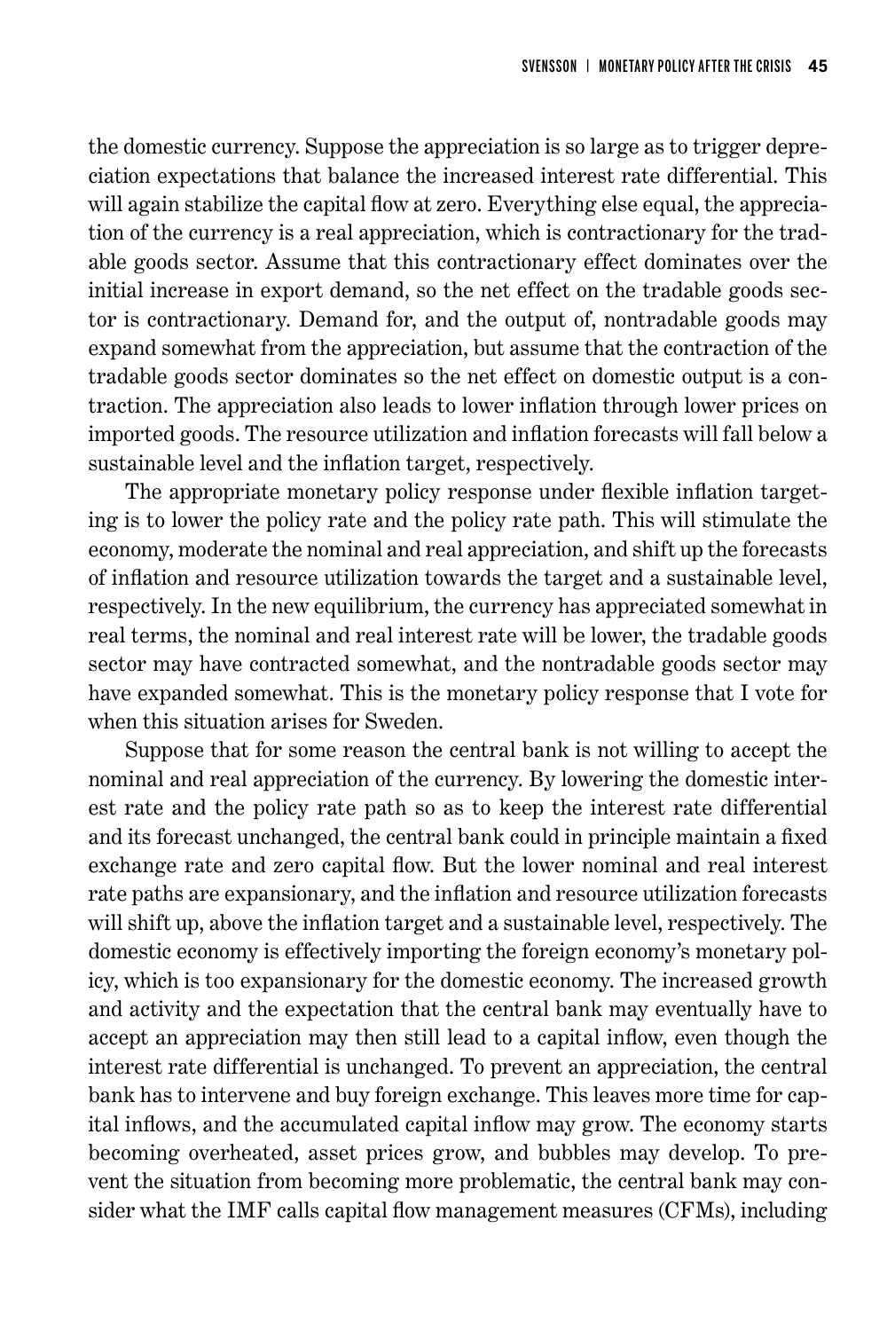the domestic currency. Suppose the appreciation is so large as to trigger depreciation expectations that balance the increased interest rate differential. This will again stabilize the capital flow at zero. Everything else equal, the appreciation of the currency is a real appreciation, which is contractionary for the tradable goods sector. Assume that this contractionary effect dominates over the initial increase in export demand, so the net effect on the tradable goods sector is contractionary. Demand for, and the output of, nontradable goods may expand somewhat from the appreciation, but assume that the contraction of the tradable goods sector dominates so the net effect on domestic output is a contraction. The appreciation also leads to lower inflation through lower prices on imported goods. The resource utilization and inflation forecasts will fall below a sustainable level and the inflation target, respectively.

The appropriate monetary policy response under flexible inflation targeting is to lower the policy rate and the policy rate path. This will stimulate the economy, moderate the nominal and real appreciation, and shift up the forecasts of inflation and resource utilization towards the target and a sustainable level, respectively. In the new equilibrium, the currency has appreciated somewhat in real terms, the nominal and real interest rate will be lower, the tradable goods sector may have contracted somewhat, and the nontradable goods sector may have expanded somewhat. This is the monetary policy response that I vote for when this situation arises for Sweden.

Suppose that for some reason the central bank is not willing to accept the nominal and real appreciation of the currency. By lowering the domestic interest rate and the policy rate path so as to keep the interest rate differential and its forecast unchanged, the central bank could in principle maintain a fixed exchange rate and zero capital flow. But the lower nominal and real interest rate paths are expansionary, and the inflation and resource utilization forecasts will shift up, above the inflation target and a sustainable level, respectively. The domestic economy is effectively importing the foreign economy's monetary policy, which is too expansionary for the domestic economy. The increased growth and activity and the expectation that the central bank may eventually have to accept an appreciation may then still lead to a capital inflow, even though the interest rate differential is unchanged. To prevent an appreciation, the central bank has to intervene and buy foreign exchange. This leaves more time for capital inflows, and the accumulated capital inflow may grow. The economy starts becoming overheated, asset prices grow, and bubbles may develop. To prevent the situation from becoming more problematic, the central bank may consider what the IMF calls capital flow management measures (CFMs), including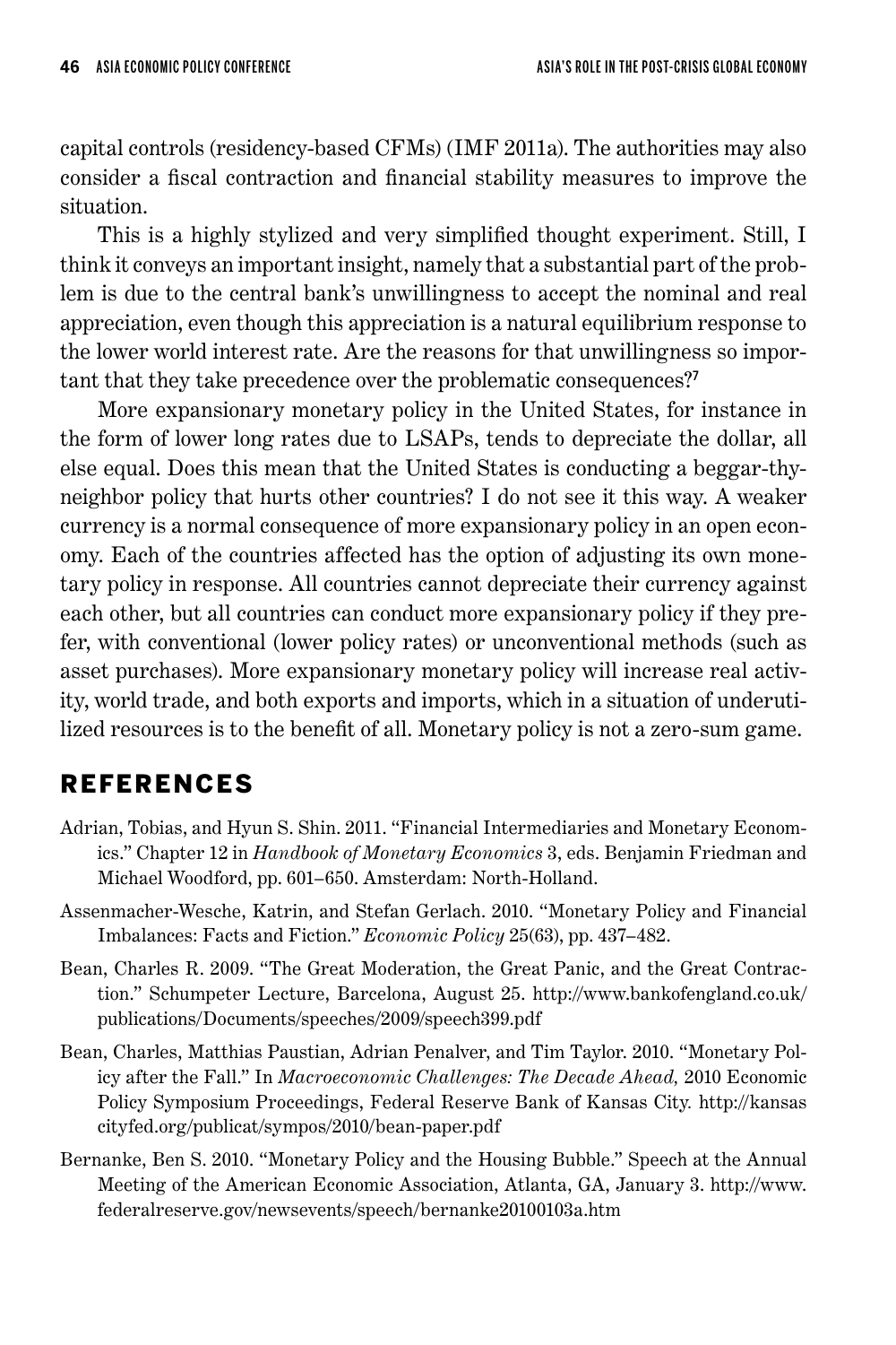capital controls (residency-based CFMs) (IMF 2011a). The authorities may also consider a fiscal contraction and financial stability measures to improve the situation.

This is a highly stylized and very simplified thought experiment. Still, I think it conveys an important insight, namely that a substantial part of the problem is due to the central bank's unwillingness to accept the nominal and real appreciation, even though this appreciation is a natural equilibrium response to the lower world interest rate. Are the reasons for that unwillingness so important that they take precedence over the problematic consequences?[7]

More expansionary monetary policy in the United States, for instance in the form of lower long rates due to LSAPs, tends to depreciate the dollar, all else equal. Does this mean that the United States is conducting a beggar-thy-neighbor policy that hurts other countries? I do not see it this way. A weaker currency is a normal consequence of more expansionary policy in an open economy. Each of the countries affected has the option of adjusting its own monetary policy in response. All countries cannot depreciate their currency against each other, but all countries can conduct more expansionary policy if they prefer, with conventional (lower policy rates) or unconventional methods (such as asset purchases). More expansionary monetary policy will increase real activity, world trade, and both exports and imports, which in a situation of underutilized resources is to the benefit of all. Monetary policy is not a zero-sum game.

## REFERENCES

Adrian, Tobias, and Hyun S. Shin. 2011. "Financial Intermediaries and Monetary Economics." Chapter 12 in *Handbook of Monetary Economics* 3, eds. Benjamin Friedman and Michael Woodford, pp. 601–650. Amsterdam: North-Holland.

Assenmacher-Wesche, Katrin, and Stefan Gerlach. 2010. "Monetary Policy and Financial Imbalances: Facts and Fiction." *Economic Policy* 25(63), pp. 437–482.

Bean, Charles R. 2009. "The Great Moderation, the Great Panic, and the Great Contraction." Schumpeter Lecture, Barcelona, August 25. http://www.bankofengland.co.uk/publications/Documents/speeches/2009/speech399.pdf

Bean, Charles, Matthias Paustian, Adrian Penalver, and Tim Taylor. 2010. "Monetary Policy after the Fall." In *Macroeconomic Challenges: The Decade Ahead,* 2010 Economic Policy Symposium Proceedings, Federal Reserve Bank of Kansas City. http://kansascityfed.org/publicat/sympos/2010/bean-paper.pdf

Bernanke, Ben S. 2010. "Monetary Policy and the Housing Bubble." Speech at the Annual Meeting of the American Economic Association, Atlanta, GA, January 3. http://www.federalreserve.gov/newsevents/speech/bernanke20100103a.htm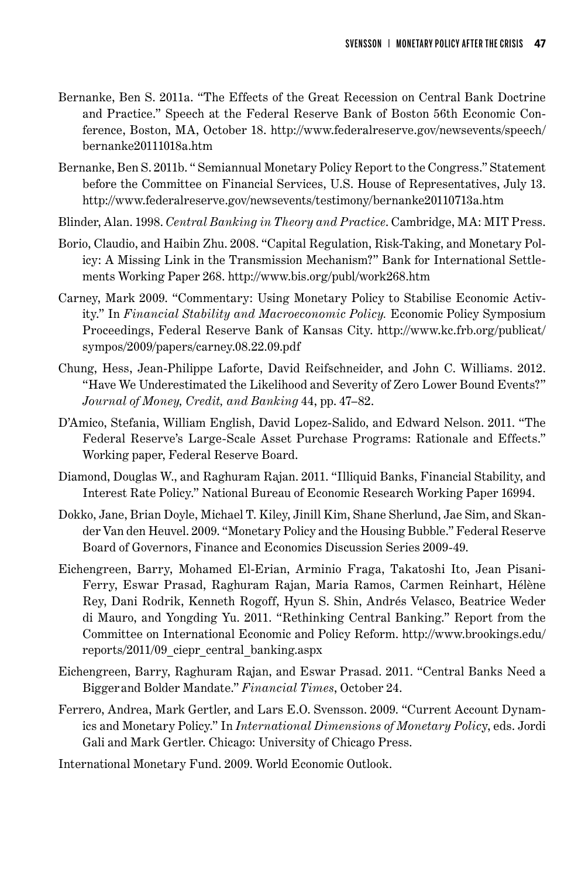Bernanke, Ben S. 2011a. "The Effects of the Great Recession on Central Bank Doctrine and Practice." Speech at the Federal Reserve Bank of Boston 56th Economic Conference, Boston, MA, October 18. http://www.federalreserve.gov/newsevents/speech/bernanke20111018a.htm

Bernanke, Ben S. 2011b. " Semiannual Monetary Policy Report to the Congress." Statement before the Committee on Financial Services, U.S. House of Representatives, July 13. http://www.federalreserve.gov/newsevents/testimony/bernanke20110713a.htm

Blinder, Alan. 1998. *Central Banking in Theory and Practice*. Cambridge, MA: MIT Press.

Borio, Claudio, and Haibin Zhu. 2008. "Capital Regulation, Risk-Taking, and Monetary Policy: A Missing Link in the Transmission Mechanism?" Bank for International Settlements Working Paper 268. http://www.bis.org/publ/work268.htm

Carney, Mark 2009. "Commentary: Using Monetary Policy to Stabilise Economic Activity." In *Financial Stability and Macroeconomic Policy.* Economic Policy Symposium Proceedings, Federal Reserve Bank of Kansas City. http://www.kc.frb.org/publicat/sympos/2009/papers/carney.08.22.09.pdf

Chung, Hess, Jean-Philippe Laforte, David Reifschneider, and John C. Williams. 2012. "Have We Underestimated the Likelihood and Severity of Zero Lower Bound Events?" *Journal of Money, Credit, and Banking* 44, pp. 47–82.

D'Amico, Stefania, William English, David Lopez-Salido, and Edward Nelson. 2011. "The Federal Reserve's Large-Scale Asset Purchase Programs: Rationale and Effects." Working paper, Federal Reserve Board.

Diamond, Douglas W., and Raghuram Rajan. 2011. "Illiquid Banks, Financial Stability, and Interest Rate Policy." National Bureau of Economic Research Working Paper 16994.

Dokko, Jane, Brian Doyle, Michael T. Kiley, Jinill Kim, Shane Sherlund, Jae Sim, and Skander Van den Heuvel. 2009. "Monetary Policy and the Housing Bubble." Federal Reserve Board of Governors, Finance and Economics Discussion Series 2009-49.

Eichengreen, Barry, Mohamed El-Erian, Arminio Fraga, Takatoshi Ito, Jean Pisani-Ferry, Eswar Prasad, Raghuram Rajan, Maria Ramos, Carmen Reinhart, Hélène Rey, Dani Rodrik, Kenneth Rogoff, Hyun S. Shin, Andrés Velasco, Beatrice Weder di Mauro, and Yongding Yu. 2011. "Rethinking Central Banking." Report from the Committee on International Economic and Policy Reform. http://www.brookings.edu/reports/2011/09_ciepr_central_banking.aspx

Eichengreen, Barry, Raghuram Rajan, and Eswar Prasad. 2011. "Central Banks Need a Bigger and Bolder Mandate." *Financial Times*, October 24.

Ferrero, Andrea, Mark Gertler, and Lars E.O. Svensson. 2009. "Current Account Dynamics and Monetary Policy." In *International Dimensions of Monetary Policy*, eds. Jordi Gali and Mark Gertler. Chicago: University of Chicago Press.

International Monetary Fund. 2009. World Economic Outlook.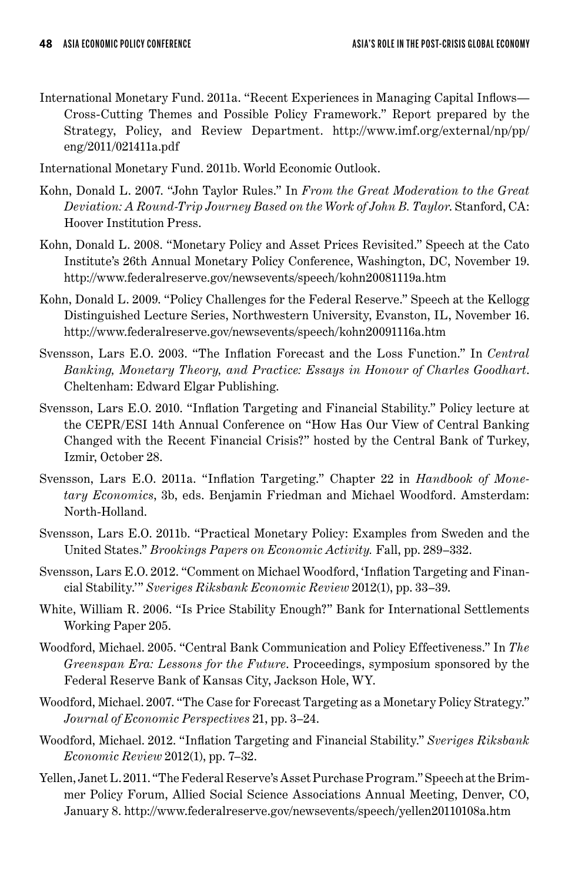International Monetary Fund. 2011a. "Recent Experiences in Managing Capital Inflows—Cross-Cutting Themes and Possible Policy Framework." Report prepared by the Strategy, Policy, and Review Department. http://www.imf.org/external/np/pp/eng/2011/021411a.pdf

International Monetary Fund. 2011b. World Economic Outlook.

Kohn, Donald L. 2007. "John Taylor Rules." In *From the Great Moderation to the Great Deviation: A Round-Trip Journey Based on the Work of John B. Taylor*. Stanford, CA: Hoover Institution Press.

Kohn, Donald L. 2008. "Monetary Policy and Asset Prices Revisited." Speech at the Cato Institute's 26th Annual Monetary Policy Conference, Washington, DC, November 19. http://www.federalreserve.gov/newsevents/speech/kohn20081119a.htm

Kohn, Donald L. 2009. "Policy Challenges for the Federal Reserve." Speech at the Kellogg Distinguished Lecture Series, Northwestern University, Evanston, IL, November 16. http://www.federalreserve.gov/newsevents/speech/kohn20091116a.htm

Svensson, Lars E.O. 2003. "The Inflation Forecast and the Loss Function." In *Central Banking, Monetary Theory, and Practice: Essays in Honour of Charles Goodhart*. Cheltenham: Edward Elgar Publishing.

Svensson, Lars E.O. 2010. "Inflation Targeting and Financial Stability." Policy lecture at the CEPR/ESI 14th Annual Conference on "How Has Our View of Central Banking Changed with the Recent Financial Crisis?" hosted by the Central Bank of Turkey, Izmir, October 28.

Svensson, Lars E.O. 2011a. "Inflation Targeting." Chapter 22 in *Handbook of Monetary Economics*, 3b, eds. Benjamin Friedman and Michael Woodford. Amsterdam: North-Holland.

Svensson, Lars E.O. 2011b. "Practical Monetary Policy: Examples from Sweden and the United States." *Brookings Papers on Economic Activity.* Fall, pp. 289–332.

Svensson, Lars E.O. 2012. "Comment on Michael Woodford, 'Inflation Targeting and Financial Stability.'" *Sveriges Riksbank Economic Review* 2012(1), pp. 33–39.

White, William R. 2006. "Is Price Stability Enough?" Bank for International Settlements Working Paper 205.

Woodford, Michael. 2005. "Central Bank Communication and Policy Effectiveness." In *The Greenspan Era: Lessons for the Future*. Proceedings, symposium sponsored by the Federal Reserve Bank of Kansas City, Jackson Hole, WY.

Woodford, Michael. 2007. "The Case for Forecast Targeting as a Monetary Policy Strategy." *Journal of Economic Perspectives* 21, pp. 3–24.

Woodford, Michael. 2012. "Inflation Targeting and Financial Stability." *Sveriges Riksbank Economic Review* 2012(1), pp. 7–32.

Yellen, Janet L. 2011. "The Federal Reserve's Asset Purchase Program." Speech at the Brimmer Policy Forum, Allied Social Science Associations Annual Meeting, Denver, CO, January 8. http://www.federalreserve.gov/newsevents/speech/yellen20110108a.htm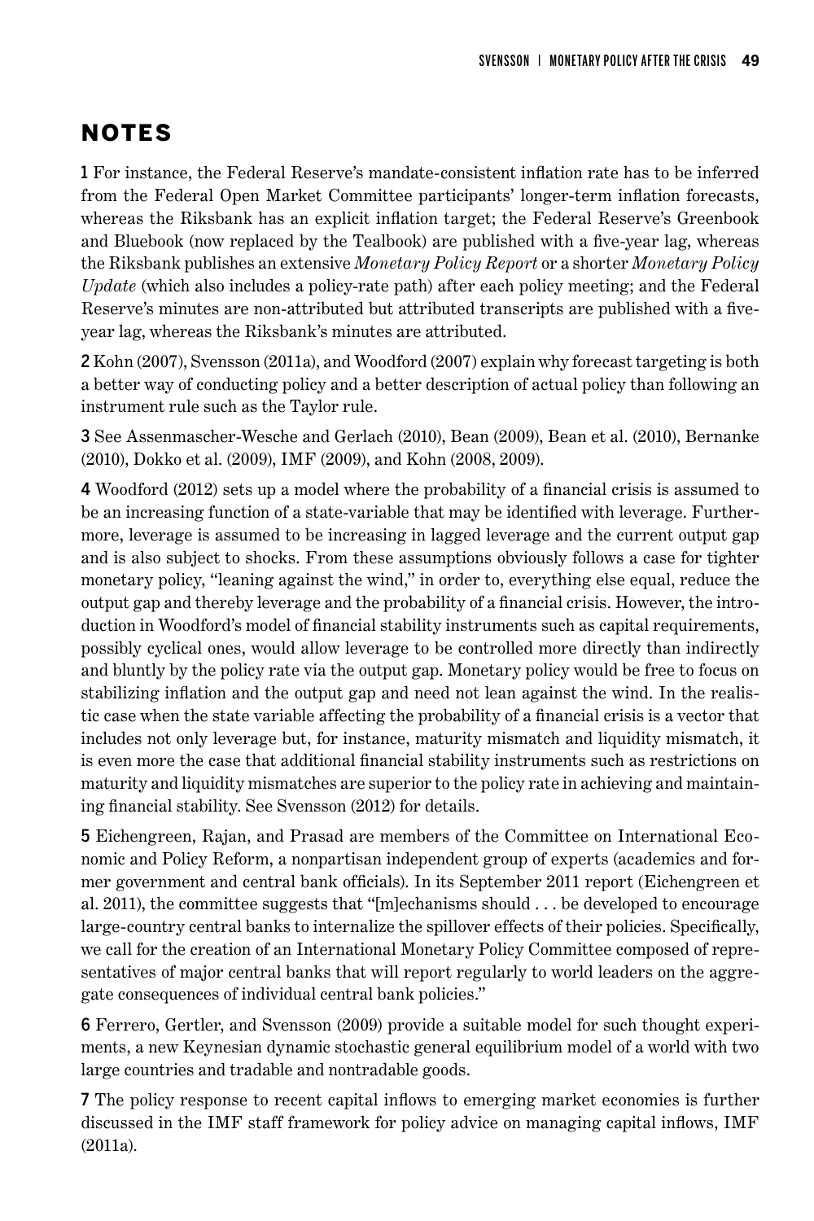## NOTES

1 For instance, the Federal Reserve's mandate-consistent inflation rate has to be inferred from the Federal Open Market Committee participants' longer-term inflation forecasts, whereas the Riksbank has an explicit inflation target; the Federal Reserve's Greenbook and Bluebook (now replaced by the Tealbook) are published with a five-year lag, whereas the Riksbank publishes an extensive *Monetary Policy Report* or a shorter *Monetary Policy Update* (which also includes a policy-rate path) after each policy meeting; and the Federal Reserve's minutes are non-attributed but attributed transcripts are published with a five-year lag, whereas the Riksbank's minutes are attributed.

2 Kohn (2007), Svensson (2011a), and Woodford (2007) explain why forecast targeting is both a better way of conducting policy and a better description of actual policy than following an instrument rule such as the Taylor rule.

3 See Assenmascher-Wesche and Gerlach (2010), Bean (2009), Bean et al. (2010), Bernanke (2010), Dokko et al. (2009), IMF (2009), and Kohn (2008, 2009).

4 Woodford (2012) sets up a model where the probability of a financial crisis is assumed to be an increasing function of a state-variable that may be identified with leverage. Furthermore, leverage is assumed to be increasing in lagged leverage and the current output gap and is also subject to shocks. From these assumptions obviously follows a case for tighter monetary policy, "leaning against the wind," in order to, everything else equal, reduce the output gap and thereby leverage and the probability of a financial crisis. However, the introduction in Woodford's model of financial stability instruments such as capital requirements, possibly cyclical ones, would allow leverage to be controlled more directly than indirectly and bluntly by the policy rate via the output gap. Monetary policy would be free to focus on stabilizing inflation and the output gap and need not lean against the wind. In the realistic case when the state variable affecting the probability of a financial crisis is a vector that includes not only leverage but, for instance, maturity mismatch and liquidity mismatch, it is even more the case that additional financial stability instruments such as restrictions on maturity and liquidity mismatches are superior to the policy rate in achieving and maintaining financial stability. See Svensson (2012) for details.

5 Eichengreen, Rajan, and Prasad are members of the Committee on International Economic and Policy Reform, a nonpartisan independent group of experts (academics and former government and central bank officials). In its September 2011 report (Eichengreen et al. 2011), the committee suggests that "[m]echanisms should . . . be developed to encourage large-country central banks to internalize the spillover effects of their policies. Specifically, we call for the creation of an International Monetary Policy Committee composed of representatives of major central banks that will report regularly to world leaders on the aggregate consequences of individual central bank policies."

6 Ferrero, Gertler, and Svensson (2009) provide a suitable model for such thought experiments, a new Keynesian dynamic stochastic general equilibrium model of a world with two large countries and tradable and nontradable goods.

7 The policy response to recent capital inflows to emerging market economies is further discussed in the IMF staff framework for policy advice on managing capital inflows, IMF (2011a).